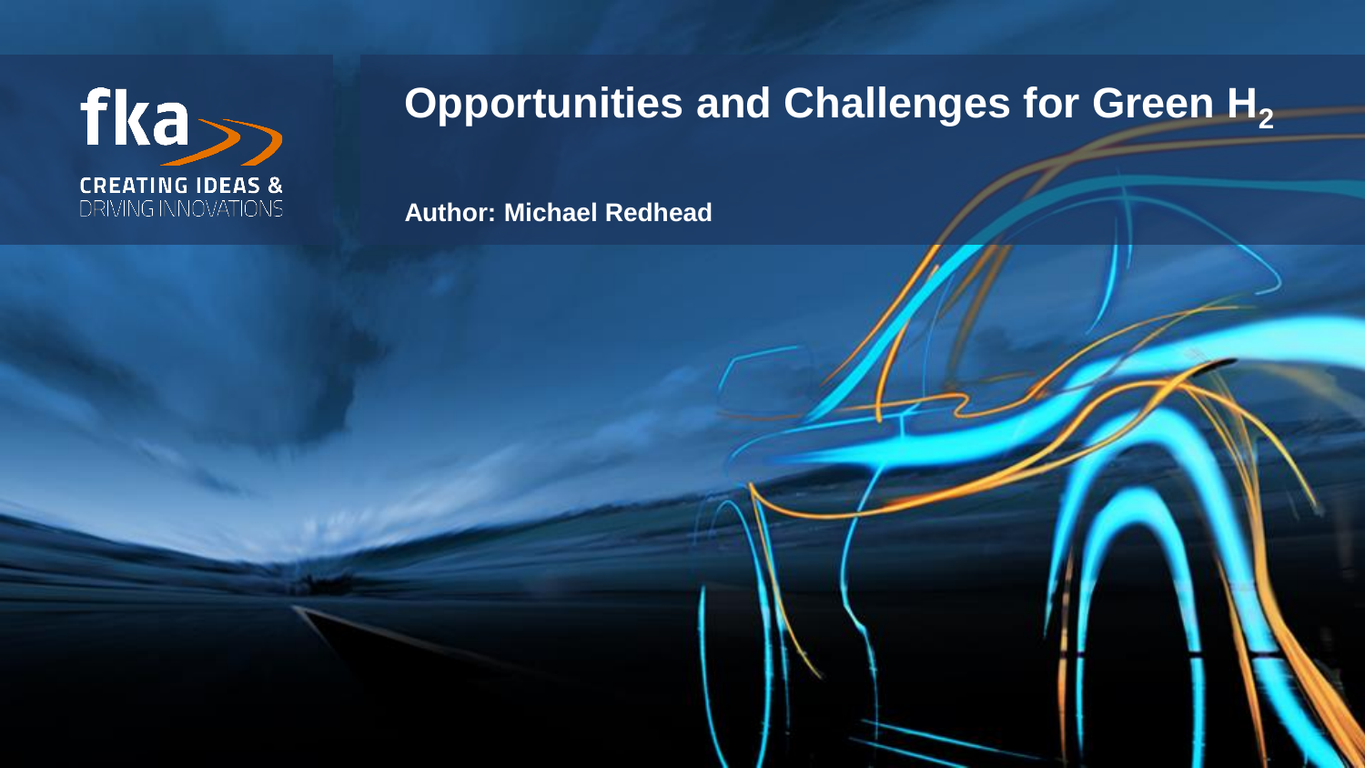fka

CREATING IDEAS &
DRIVING INNOVATIONS

# Opportunities and Challenges for Green $H_2$

**Author: Michael Redhead**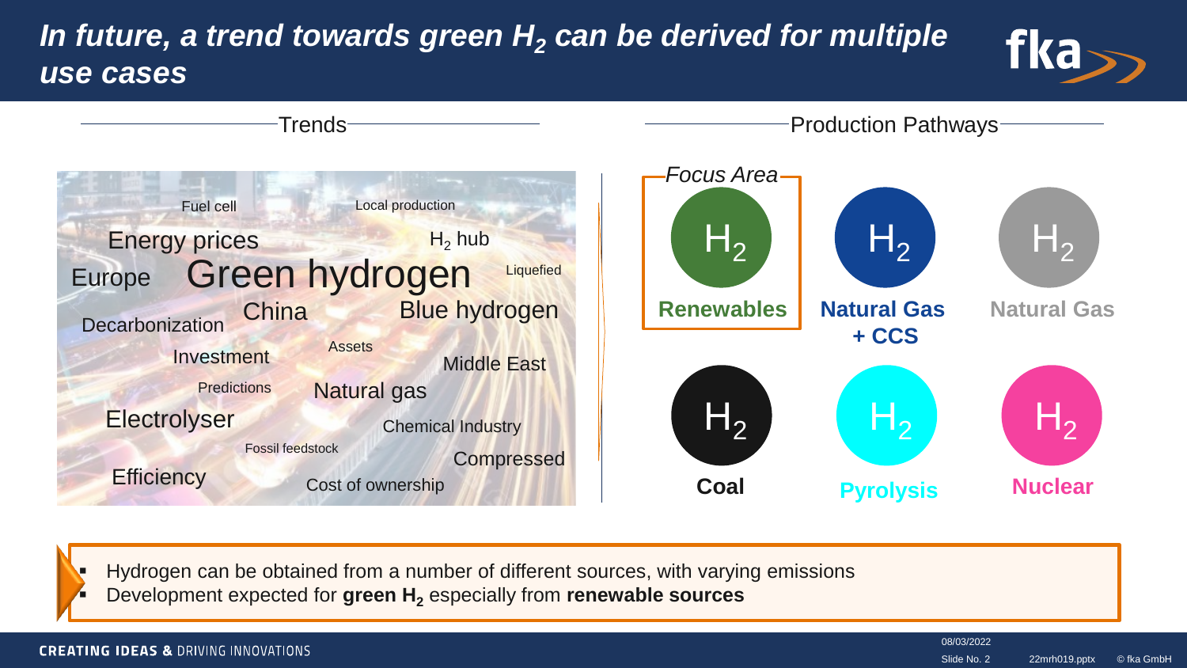# In future, a trend towards green $H_2$ can be derived for multiple use cases

## Trends

Fuel cell
Local production
Energy prices
$H_2$ hub
Europe
Green hydrogen
Liquefied
Decarbonization
China
Blue hydrogen
Investment
Assets
Middle East
Predictions
Natural gas
Electrolyser
Chemical Industry
Fossil feedstock
Compressed
Efficiency
Cost of ownership

## Production Pathways

*Focus Area*

- $H_2$ **Renewables**
- $H_2$ **Natural Gas + CCS**
- $H_2$ **Natural Gas**
- $H_2$ **Coal**
- $H_2$ **Pyrolysis**
- $H_2$ **Nuclear**

---

- Hydrogen can be obtained from a number of different sources, with varying emissions
- Development expected for **green $H_2$** especially from **renewable sources**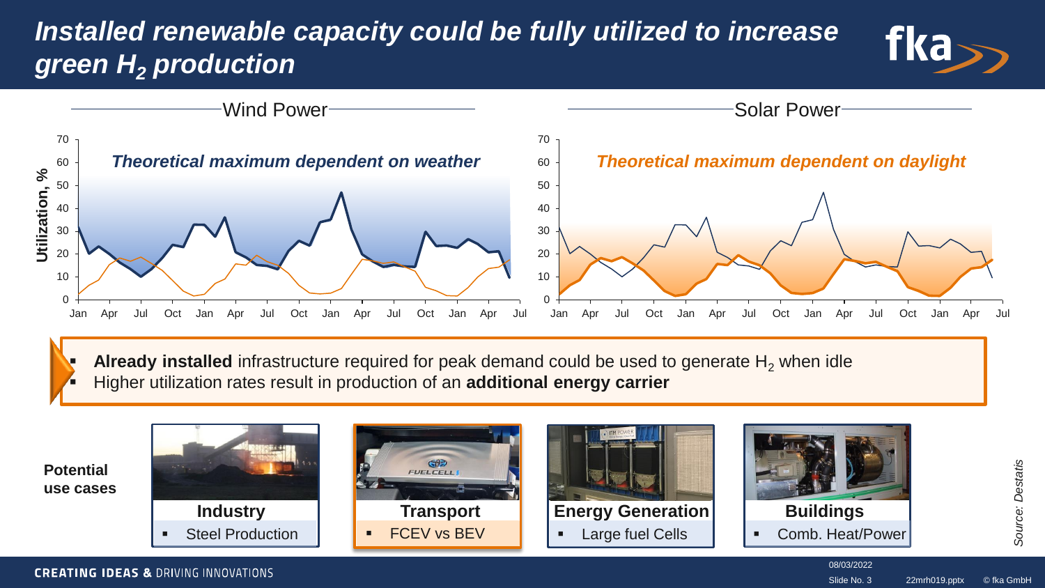# Installed renewable capacity could be fully utilized to increase green $H_2$ production

**Wind Power**

*Theoretical maximum dependent on weather*

**Solar Power**

*Theoretical maximum dependent on daylight*

Utilization, %

- **Already installed** infrastructure required for peak demand could be used to generate $H_2$ when idle
- Higher utilization rates result in production of an **additional energy carrier**

**Potential use cases**

| Industry | Transport | Energy Generation | Buildings |
| --- | --- | --- | --- |
| Steel Production | FCEV vs BEV | Large fuel Cells | Comb. Heat/Power |

*Source: Destatis*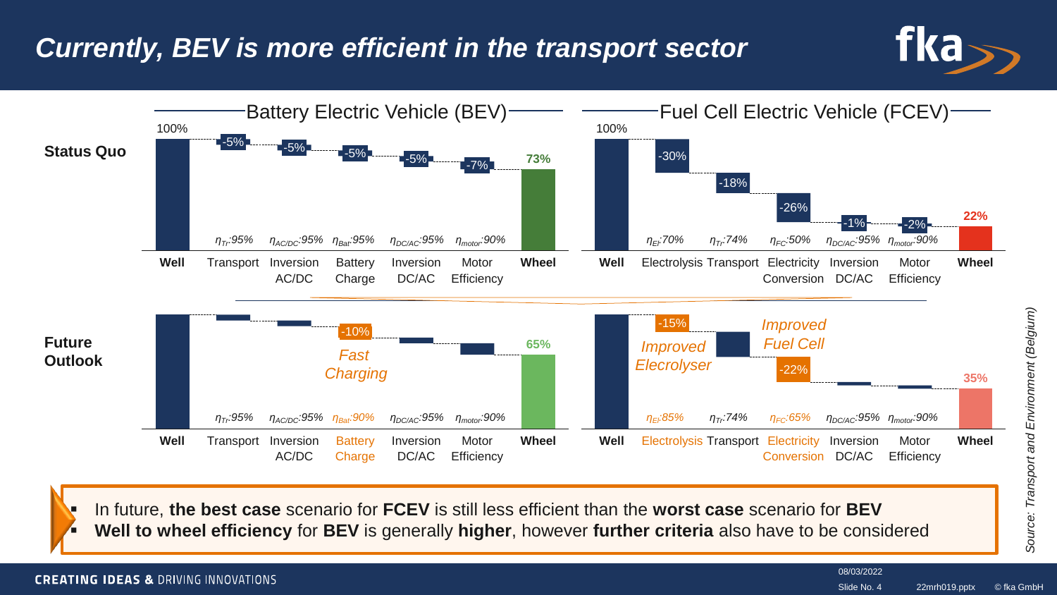# Currently, BEV is more efficient in the transport sector

## Battery Electric Vehicle (BEV)

**Status Quo**

| Well | Transport | Inversion AC/DC | Battery Charge | Inversion DC/AC | Motor Efficiency | Wheel |
|---|---|---|---|---|---|---|
| 100% | -5% | -5% | -5% | -5% | -7% | 73% |
| | $\eta_{Tr}$:95% | $\eta_{AC/DC}$:95% | $\eta_{Bat}$:95% | $\eta_{DC/AC}$:95% | $\eta_{motor}$:90% | |

**Future Outlook**

| Well | Transport | Inversion AC/DC | Battery Charge | Inversion DC/AC | Motor Efficiency | Wheel |
|---|---|---|---|---|---|---|
| | | | -10% *Fast Charging* | | | 65% |
| | $\eta_{Tr}$:95% | $\eta_{AC/DC}$:95% | $\eta_{Bat}$:90% | $\eta_{DC/AC}$:95% | $\eta_{motor}$:90% | |

## Fuel Cell Electric Vehicle (FCEV)

**Status Quo**

| Well | Electrolysis | Transport | Electricity Conversion | Inversion DC/AC | Motor Efficiency | Wheel |
|---|---|---|---|---|---|---|
| 100% | -30% | -18% | -26% | -1% | -2% | 22% |
| | $\eta_{El}$:70% | $\eta_{Tr}$:74% | $\eta_{FC}$:50% | $\eta_{DC/AC}$:95% | $\eta_{motor}$:90% | |

**Future Outlook**

| Well | Electrolysis | Transport | Electricity Conversion | Inversion DC/AC | Motor Efficiency | Wheel |
|---|---|---|---|---|---|---|
| | -15% *Improved Elecrolyser* | | -22% *Improved Fuel Cell* | | | 35% |
| | $\eta_{El}$:85% | $\eta_{Tr}$:74% | $\eta_{FC}$:65% | $\eta_{DC/AC}$:95% | $\eta_{motor}$:90% | |

- In future, **the best case** scenario for **FCEV** is still less efficient than the **worst case** scenario for **BEV**
- **Well to wheel efficiency** for **BEV** is generally **higher**, however **further criteria** also have to be considered

*Source: Transport and Environment (Belgium)*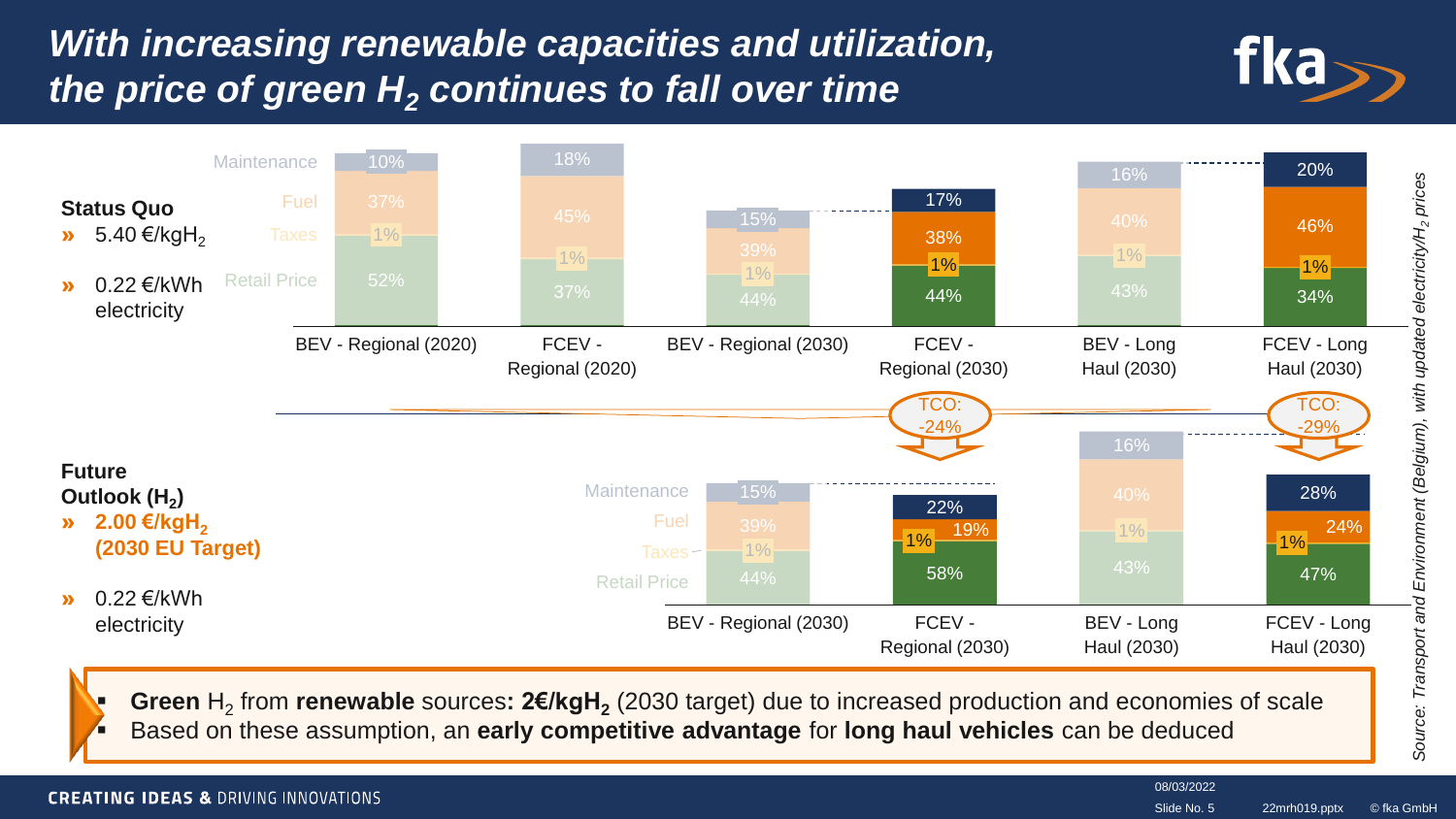# *With increasing renewable capacities and utilization, the price of green $H_2$ continues to fall over time*

**Status Quo**

- 5.40 €/kg$H_2$
- 0.22 €/kWh electricity

| | BEV - Regional (2020) | FCEV - Regional (2020) | BEV - Regional (2030) | FCEV - Regional (2030) | BEV - Long Haul (2030) | FCEV - Long Haul (2030) |
|---|---|---|---|---|---|---|
| Maintenance | 10% | 18% | 15% | 17% | 16% | 20% |
| Fuel | 37% | 45% | 39% | 38% | 40% | 46% |
| Taxes | 1% | 1% | 1% | 1% | 1% | 1% |
| Retail Price | 52% | 37% | 44% | 44% | 43% | 34% |

TCO: -24% (FCEV - Regional (2030)) | TCO: -29% (FCEV - Long Haul (2030))

**Future Outlook ($H_2$)**

- **2.00 €/kg$H_2$ (2030 EU Target)**
- 0.22 €/kWh electricity

| | BEV - Regional (2030) | FCEV - Regional (2030) | BEV - Long Haul (2030) | FCEV - Long Haul (2030) |
|---|---|---|---|---|
| Maintenance | 15% | 22% | 16% | 28% |
| Fuel | 39% | 19% | 40% | 24% |
| Taxes | 1% | 1% | 1% | 1% |
| Retail Price | 44% | 58% | 43% | 47% |

- **Green** $H_2$ from **renewable** sources**: 2€/kg$H_2$** (2030 target) due to increased production and economies of scale
- Based on these assumption, an **early competitive advantage** for **long haul vehicles** can be deduced

*Source: Transport and Environment (Belgium), with updated electricity/$H_2$ prices*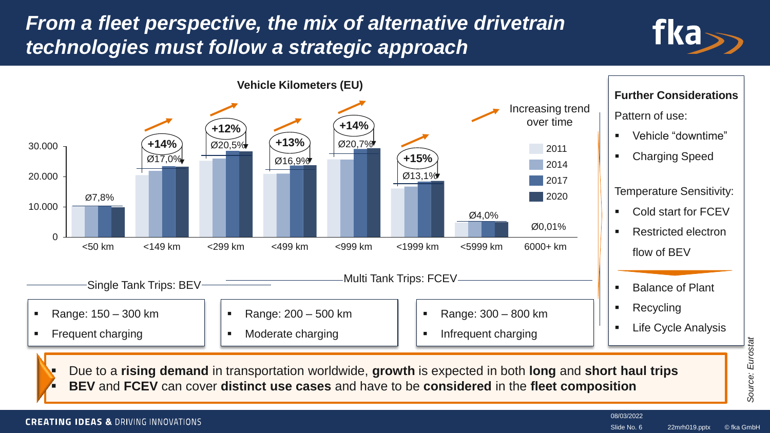# From a fleet perspective, the mix of alternative drivetrain technologies must follow a strategic approach

**Vehicle Kilometers (EU)**

Increasing trend over time

| Distance | Ø share | Growth |
|---|---|---|
| <50 km | Ø7,8% | |
| <149 km | Ø17,0% | +14% |
| <299 km | Ø20,5% | +12% |
| <499 km | Ø16,9% | +13% |
| <999 km | Ø20,7% | +14% |
| <1999 km | Ø13,1% | +15% |
| <5999 km | Ø4,0% | |
| 6000+ km | Ø0,01% | |

Legend: 2011, 2014, 2017, 2020

Single Tank Trips: BEV

Multi Tank Trips: FCEV

- Range: 150 – 300 km
- Frequent charging

- Range: 200 – 500 km
- Moderate charging

- Range: 300 – 800 km
- Infrequent charging

**Further Considerations**

Pattern of use:

- Vehicle "downtime"
- Charging Speed

Temperature Sensitivity:

- Cold start for FCEV
- Restricted electron flow of BEV

- Balance of Plant
- Recycling
- Life Cycle Analysis

- Due to a **rising demand** in transportation worldwide, **growth** is expected in both **long** and **short haul trips**
- **BEV** and **FCEV** can cover **distinct use cases** and have to be **considered** in the **fleet composition**

*Source: Eurostat*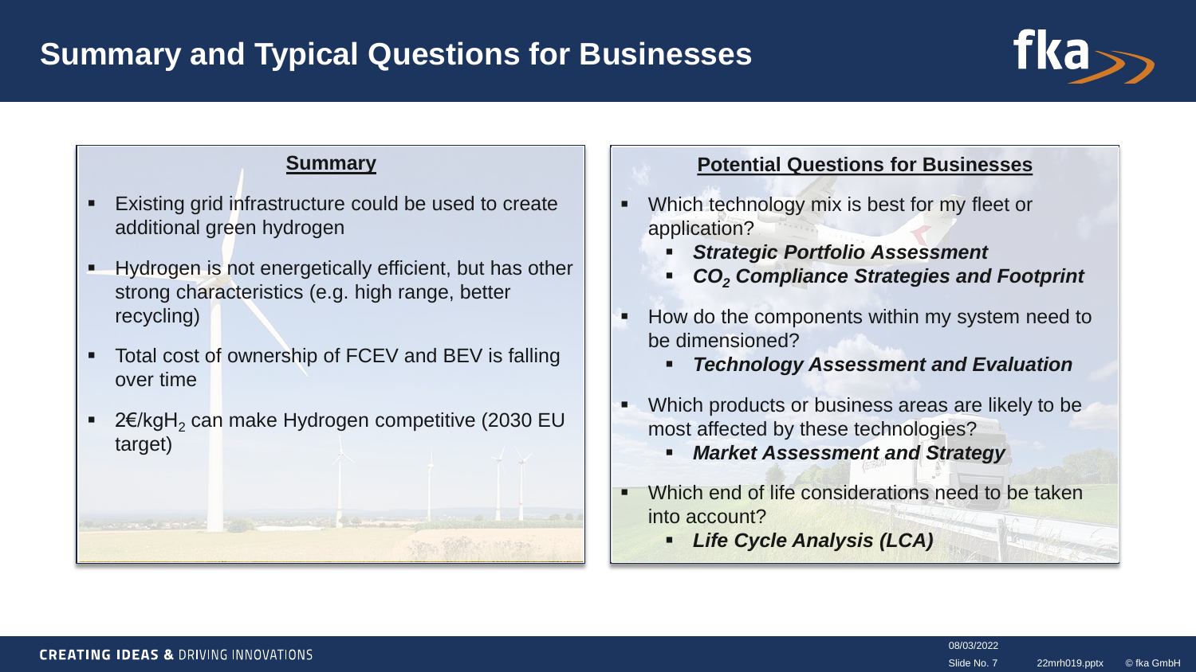# Summary and Typical Questions for Businesses

## Summary

- Existing grid infrastructure could be used to create additional green hydrogen
- Hydrogen is not energetically efficient, but has other strong characteristics (e.g. high range, better recycling)
- Total cost of ownership of FCEV and BEV is falling over time
- 2€/kg$H_2$ can make Hydrogen competitive (2030 EU target)

## Potential Questions for Businesses

- Which technology mix is best for my fleet or application?
  - ***Strategic Portfolio Assessment***
  - ***$CO_2$ Compliance Strategies and Footprint***
- How do the components within my system need to be dimensioned?
  - ***Technology Assessment and Evaluation***
- Which products or business areas are likely to be most affected by these technologies?
  - ***Market Assessment and Strategy***
- Which end of life considerations need to be taken into account?
  - ***Life Cycle Analysis (LCA)***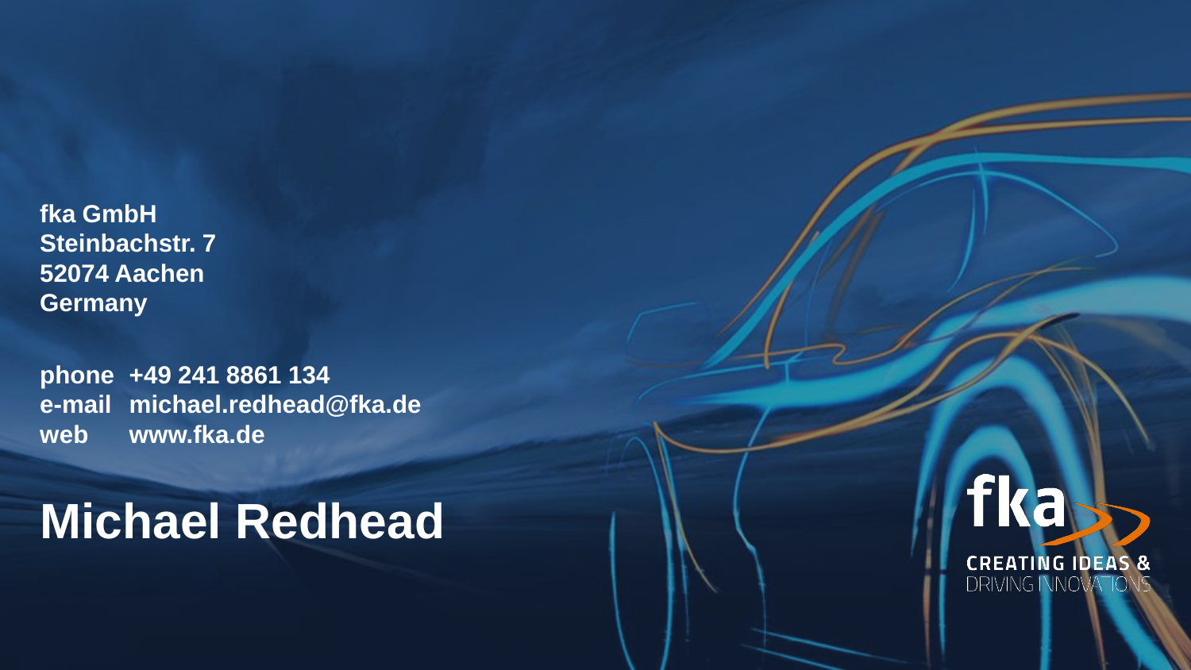**fka GmbH**
**Steinbachstr. 7**
**52074 Aachen**
**Germany**

| | |
|---|---|
| **phone** | **+49 241 8861 134** |
| **e-mail** | **michael.redhead@fka.de** |
| **web** | **www.fka.de** |

# Michael Redhead

fka

CREATING IDEAS &
DRIVING INNOVATIONS